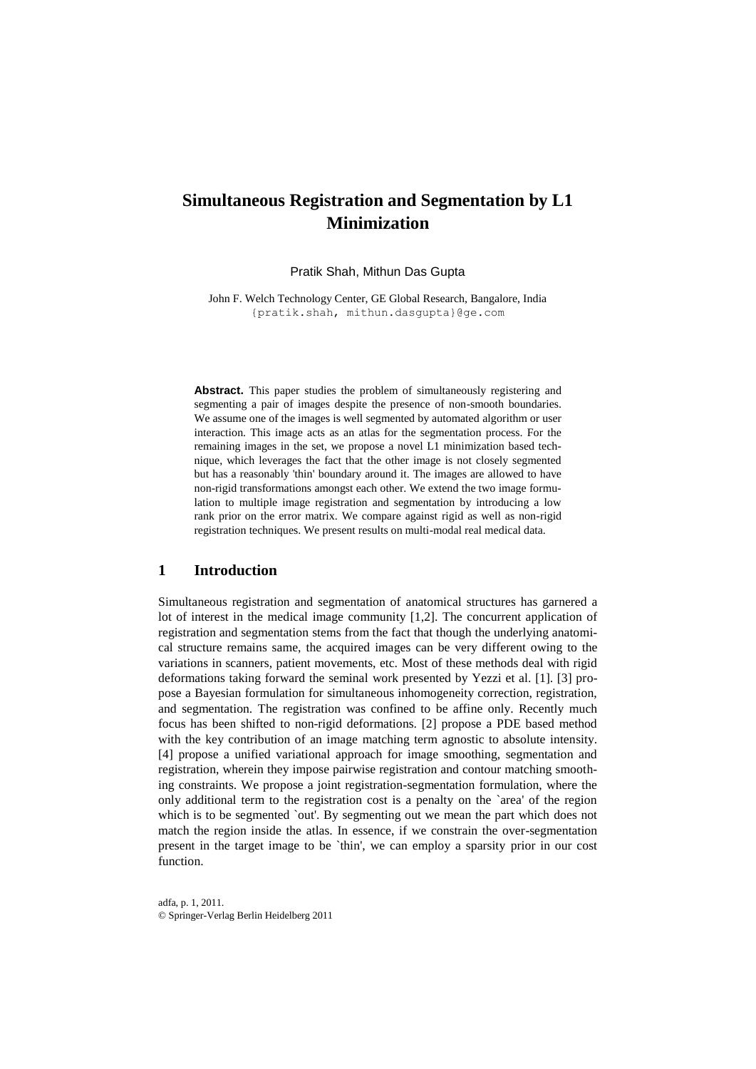# Simultaneous Registration and Segmentation by L1 Minimization

Pratik Shah, Mithun Das Gupta

John F. Welch Technology Center, GE Global Research, Bangalore, India
{pratik.shah, mithun.dasgupta}@ge.com

**Abstract.** This paper studies the problem of simultaneously registering and segmenting a pair of images despite the presence of non-smooth boundaries. We assume one of the images is well segmented by automated algorithm or user interaction. This image acts as an atlas for the segmentation process. For the remaining images in the set, we propose a novel L1 minimization based technique, which leverages the fact that the other image is not closely segmented but has a reasonably 'thin' boundary around it. The images are allowed to have non-rigid transformations amongst each other. We extend the two image formulation to multiple image registration and segmentation by introducing a low rank prior on the error matrix. We compare against rigid as well as non-rigid registration techniques. We present results on multi-modal real medical data.

## 1 Introduction

Simultaneous registration and segmentation of anatomical structures has garnered a lot of interest in the medical image community [1,2]. The concurrent application of registration and segmentation stems from the fact that though the underlying anatomical structure remains same, the acquired images can be very different owing to the variations in scanners, patient movements, etc. Most of these methods deal with rigid deformations taking forward the seminal work presented by Yezzi et al. [1]. [3] propose a Bayesian formulation for simultaneous inhomogeneity correction, registration, and segmentation. The registration was confined to be affine only. Recently much focus has been shifted to non-rigid deformations. [2] propose a PDE based method with the key contribution of an image matching term agnostic to absolute intensity. [4] propose a unified variational approach for image smoothing, segmentation and registration, wherein they impose pairwise registration and contour matching smoothing constraints. We propose a joint registration-segmentation formulation, where the only additional term to the registration cost is a penalty on the `area' of the region which is to be segmented `out'. By segmenting out we mean the part which does not match the region inside the atlas. In essence, if we constrain the over-segmentation present in the target image to be `thin', we can employ a sparsity prior in our cost function.

adfa, p. 1, 2011.
© Springer-Verlag Berlin Heidelberg 2011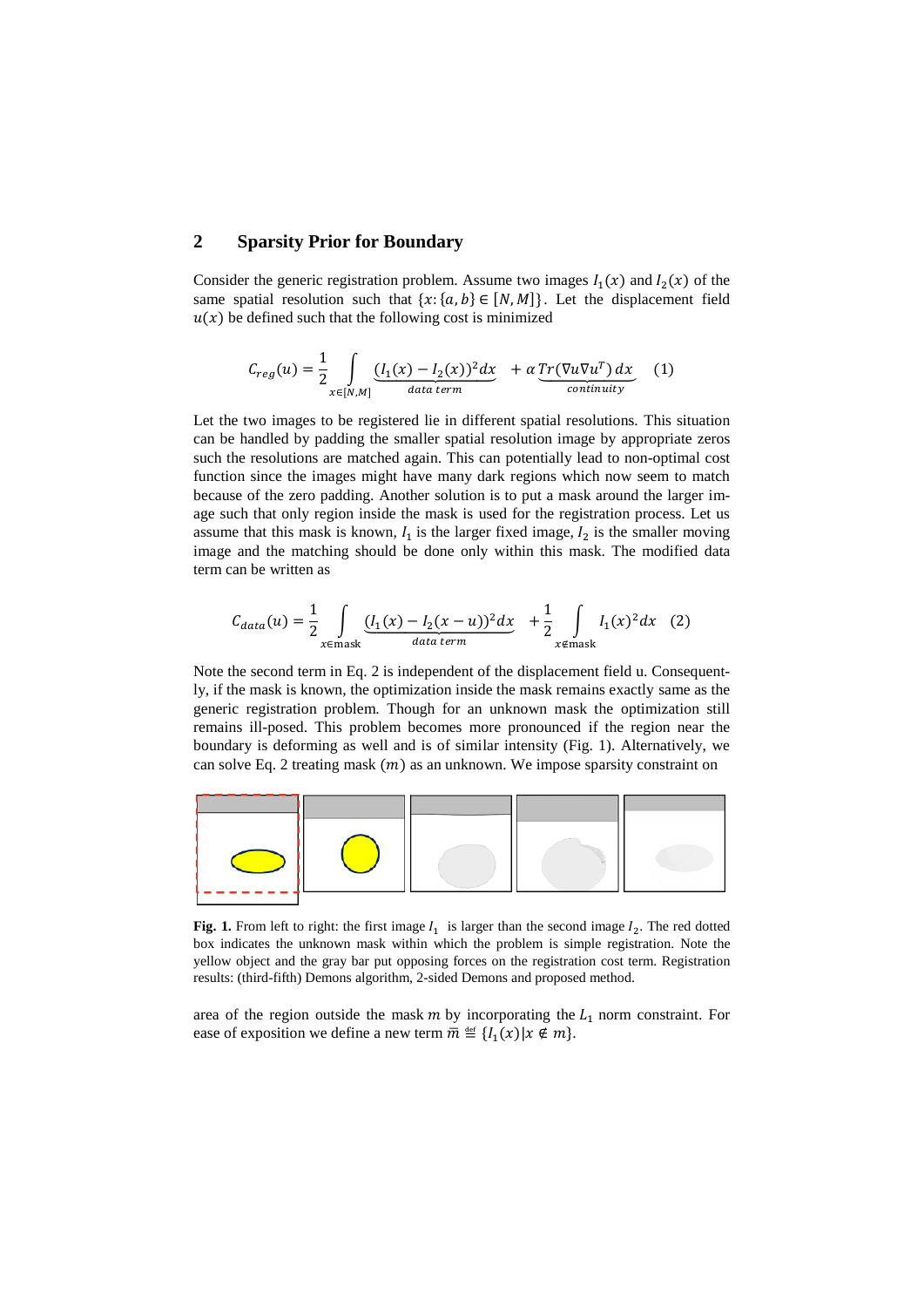## 2 Sparsity Prior for Boundary

Consider the generic registration problem. Assume two images $I_1(x)$ and $I_2(x)$ of the same spatial resolution such that $\{x: \{a,b\} \in [N,M]\}$. Let the displacement field $u(x)$ be defined such that the following cost is minimized

$$C_{reg}(u) = \frac{1}{2} \int_{x \in [N,M]} \underbrace{(I_1(x) - I_2(x))^2 dx}_{data\ term} + \alpha \underbrace{Tr(\nabla u \nabla u^T)\, dx}_{continuity} \quad (1)$$

Let the two images to be registered lie in different spatial resolutions. This situation can be handled by padding the smaller spatial resolution image by appropriate zeros such the resolutions are matched again. This can potentially lead to non-optimal cost function since the images might have many dark regions which now seem to match because of the zero padding. Another solution is to put a mask around the larger image such that only region inside the mask is used for the registration process. Let us assume that this mask is known, $I_1$ is the larger fixed image, $I_2$ is the smaller moving image and the matching should be done only within this mask. The modified data term can be written as

$$C_{data}(u) = \frac{1}{2} \int_{x \in \text{mask}} \underbrace{(I_1(x) - I_2(x-u))^2 dx}_{data\ term} + \frac{1}{2} \int_{x \notin \text{mask}} I_1(x)^2 dx \quad (2)$$

Note the second term in Eq. 2 is independent of the displacement field u. Consequently, if the mask is known, the optimization inside the mask remains exactly same as the generic registration problem. Though for an unknown mask the optimization still remains ill-posed. This problem becomes more pronounced if the region near the boundary is deforming as well and is of similar intensity (Fig. 1). Alternatively, we can solve Eq. 2 treating mask $(m)$ as an unknown. We impose sparsity constraint on

**Fig. 1.** From left to right: the first image $I_1$ is larger than the second image $I_2$. The red dotted box indicates the unknown mask within which the problem is simple registration. Note the yellow object and the gray bar put opposing forces on the registration cost term. Registration results: (third-fifth) Demons algorithm, 2-sided Demons and proposed method.

area of the region outside the mask $m$ by incorporating the $L_1$ norm constraint. For ease of exposition we define a new term $\bar{m} \stackrel{\text{def}}{=} \{I_1(x) | x \notin m\}$.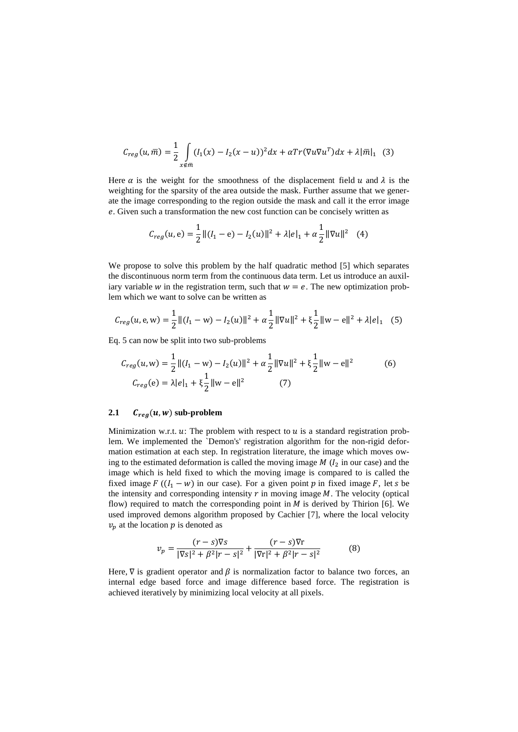$$C_{reg}(u,\bar{m}) = \frac{1}{2}\int_{x\notin\bar{m}} (I_1(x) - I_2(x-u))^2 dx + \alpha Tr(\nabla u \nabla u^T)dx + \lambda|\bar{m}|_1 \quad (3)$$

Here $\alpha$ is the weight for the smoothness of the displacement field $u$ and $\lambda$ is the weighting for the sparsity of the area outside the mask. Further assume that we generate the image corresponding to the region outside the mask and call it the error image $e$. Given such a transformation the new cost function can be concisely written as

$$C_{reg}(u,\mathrm{e}) = \frac{1}{2}\|(I_1 - \mathrm{e}) - I_2(u)\|^2 + \lambda|e|_1 + \alpha\frac{1}{2}\|\nabla u\|^2 \quad (4)$$

We propose to solve this problem by the half quadratic method [5] which separates the discontinuous norm term from the continuous data term. Let us introduce an auxiliary variable $w$ in the registration term, such that $w = e$. The new optimization problem which we want to solve can be written as

$$C_{reg}(u,\mathrm{e},\mathrm{w}) = \frac{1}{2}\|(I_1 - \mathrm{w}) - I_2(u)\|^2 + \alpha\frac{1}{2}\|\nabla u\|^2 + \xi\frac{1}{2}\|\mathrm{w} - \mathrm{e}\|^2 + \lambda|e|_1 \quad (5)$$

Eq. 5 can now be split into two sub-problems

$$C_{reg}(u,\mathrm{w}) = \frac{1}{2}\|(I_1 - \mathrm{w}) - I_2(u)\|^2 + \alpha\frac{1}{2}\|\nabla u\|^2 + \xi\frac{1}{2}\|\mathrm{w} - \mathrm{e}\|^2 \quad (6)$$

$$C_{reg}(\mathrm{e}) = \lambda|e|_1 + \xi\frac{1}{2}\|\mathrm{w} - \mathrm{e}\|^2 \quad (7)$$

### 2.1 $C_{reg}(u, w)$ sub-problem

Minimization w.r.t. $u$: The problem with respect to $u$ is a standard registration problem. We implemented the `Demon's' registration algorithm for the non-rigid deformation estimation at each step. In registration literature, the image which moves owing to the estimated deformation is called the moving image $M$ ($I_2$ in our case) and the image which is held fixed to which the moving image is compared to is called the fixed image $F$ ($(I_1 - w)$ in our case). For a given point $p$ in fixed image $F$, let $s$ be the intensity and corresponding intensity $r$ in moving image $M$. The velocity (optical flow) required to match the corresponding point in $M$ is derived by Thirion [6]. We used improved demons algorithm proposed by Cachier [7], where the local velocity $v_p$ at the location $p$ is denoted as

$$v_p = \frac{(r-s)\nabla s}{|\nabla s|^2 + \beta^2|r-s|^2} + \frac{(r-s)\nabla \mathrm{r}}{|\nabla \mathrm{r}|^2 + \beta^2|r-s|^2} \quad (8)$$

Here, $\nabla$ is gradient operator and $\beta$ is normalization factor to balance two forces, an internal edge based force and image difference based force. The registration is achieved iteratively by minimizing local velocity at all pixels.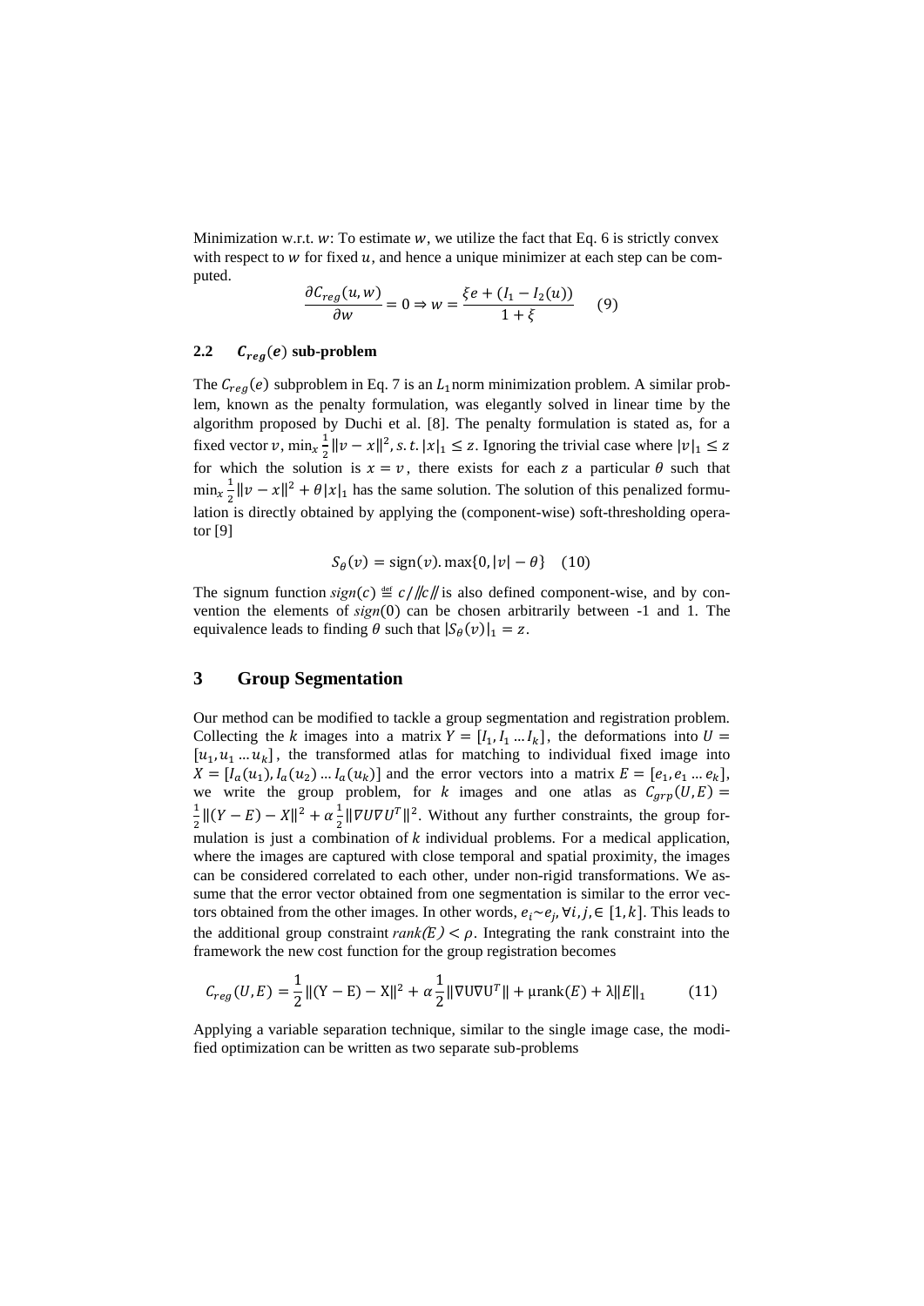Minimization w.r.t. $w$: To estimate $w$, we utilize the fact that Eq. 6 is strictly convex with respect to $w$ for fixed $u$, and hence a unique minimizer at each step can be computed.

$$\frac{\partial C_{reg}(u,w)}{\partial w} = 0 \Rightarrow w = \frac{\xi e + (I_1 - I_2(u))}{1+\xi} \quad (9)$$

### 2.2 $C_{reg}(e)$ sub-problem

The $C_{reg}(e)$ subproblem in Eq. 7 is an $L_1$ norm minimization problem. A similar problem, known as the penalty formulation, was elegantly solved in linear time by the algorithm proposed by Duchi et al. [8]. The penalty formulation is stated as, for a fixed vector $v$, $\min_x \frac{1}{2}\|v-x\|^2, s.t. |x|_1 \le z$. Ignoring the trivial case where $|v|_1 \le z$ for which the solution is $x = v$, there exists for each $z$ a particular $\theta$ such that $\min_x \frac{1}{2}\|v-x\|^2 + \theta|x|_1$ has the same solution. The solution of this penalized formulation is directly obtained by applying the (component-wise) soft-thresholding operator [9]

$$S_\theta(v) = \text{sign}(v).\max\{0, |v| - \theta\} \quad (10)$$

The signum function $sign(c) \stackrel{\text{def}}{=} c/\|c\|$ is also defined component-wise, and by convention the elements of $sign(0)$ can be chosen arbitrarily between -1 and 1. The equivalence leads to finding $\theta$ such that $|S_\theta(v)|_1 = z$.

## 3 Group Segmentation

Our method can be modified to tackle a group segmentation and registration problem. Collecting the $k$ images into a matrix $Y = [I_1, I_1 \dots I_k]$, the deformations into $U = [u_1, u_1 \dots u_k]$, the transformed atlas for matching to individual fixed image into $X = [I_a(u_1), I_a(u_2) \dots I_a(u_k)]$ and the error vectors into a matrix $E = [e_1, e_1 \dots e_k]$, we write the group problem, for $k$ images and one atlas as $C_{grp}(U,E) = \frac{1}{2}\|(Y-E) - X\|^2 + \alpha\frac{1}{2}\|\nabla U \nabla U^T\|^2$. Without any further constraints, the group formulation is just a combination of $k$ individual problems. For a medical application, where the images are captured with close temporal and spatial proximity, the images can be considered correlated to each other, under non-rigid transformations. We assume that the error vector obtained from one segmentation is similar to the error vectors obtained from the other images. In other words, $e_i \sim e_j, \forall i, j, \in [1, k]$. This leads to the additional group constraint $rank(E) < \rho$. Integrating the rank constraint into the framework the new cost function for the group registration becomes

$$C_{reg}(U,E) = \frac{1}{2}\|(\text{Y} - \text{E}) - \text{X}\|^2 + \alpha\frac{1}{2}\|\nabla \text{U} \nabla \text{U}^T\| + \mu\text{rank}(E) + \lambda\|E\|_1 \quad (11)$$

Applying a variable separation technique, similar to the single image case, the modified optimization can be written as two separate sub-problems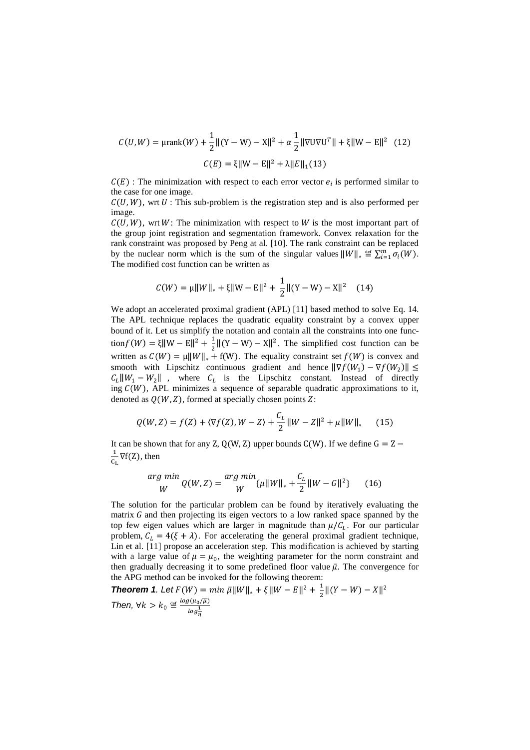$$C(U, W) = \mu \text{rank}(W) + \frac{1}{2}\|(Y - W) - X\|^2 + \alpha \frac{1}{2}\|\nabla U \nabla U^T\| + \xi\|W - E\|^2 \quad (12)$$

$$C(E) = \xi\|W - E\|^2 + \lambda\|E\|_1 (13)$$

$C(E)$ : The minimization with respect to each error vector $e_i$ is performed similar to the case for one image.

$C(U, W)$, wrt $U$ : This sub-problem is the registration step and is also performed per image.

$C(U, W)$, wrt $W$: The minimization with respect to $W$ is the most important part of the group joint registration and segmentation framework. Convex relaxation for the rank constraint was proposed by Peng at al. [10]. The rank constraint can be replaced by the nuclear norm which is the sum of the singular values $\|W\|_* \stackrel{\text{def}}{=} \sum_{i=1}^{m} \sigma_i(W)$. The modified cost function can be written as

$$C(W) = \mu\|W\|_* + \xi\|W - E\|^2 + \frac{1}{2}\|(Y - W) - X\|^2 \quad (14)$$

We adopt an accelerated proximal gradient (APL) [11] based method to solve Eq. 14. The APL technique replaces the quadratic equality constraint by a convex upper bound of it. Let us simplify the notation and contain all the constraints into one function $f(W) = \xi\|W - E\|^2 + \frac{1}{2}\|(Y - W) - X\|^2$. The simplified cost function can be written as $C(W) = \mu\|W\|_* + f(W)$. The equality constraint set $f(W)$ is convex and smooth with Lipschitz continuous gradient and hence $\|\nabla f(W_1) - \nabla f(W_2)\| \leq C_L\|W_1 - W_2\|$ , where $C_L$ is the Lipschitz constant. Instead of directly ing $C(W)$, APL minimizes a sequence of separable quadratic approximations to it, denoted as $Q(W, Z)$, formed at specially chosen points $Z$:

$$Q(W, Z) = f(Z) + \langle \nabla f(Z), W - Z \rangle + \frac{C_L}{2}\|W - Z\|^2 + \mu\|W\|_* \quad (15)$$

It can be shown that for any Z, Q(W, Z) upper bounds C(W). If we define $G = Z - \frac{1}{C_L}\nabla f(Z)$, then

$$\underset{W}{arg\,min}\, Q(W, Z) = \underset{W}{arg\,min} \{\mu\|W\|_* + \frac{C_L}{2}\|W - G\|^2\} \quad (16)$$

The solution for the particular problem can be found by iteratively evaluating the matrix $G$ and then projecting its eigen vectors to a low ranked space spanned by the top few eigen values which are larger in magnitude than $\mu/C_L$. For our particular problem, $C_L = 4(\xi + \lambda)$. For accelerating the general proximal gradient technique, Lin et al. [11] propose an acceleration step. This modification is achieved by starting with a large value of $\mu = \mu_0$, the weighting parameter for the norm constraint and then gradually decreasing it to some predefined floor value $\bar{\mu}$. The convergence for the APG method can be invoked for the following theorem:

***Theorem 1****. Let $F(W) = min\ \bar{\mu}\|W\|_* + \xi\|W - E\|^2 + \frac{1}{2}\|(Y - W) - X\|^2$*

*Then, $\forall k > k_0 \stackrel{\text{def}}{=} \frac{log(\mu_0/\bar{\mu})}{log\frac{1}{\eta}}$*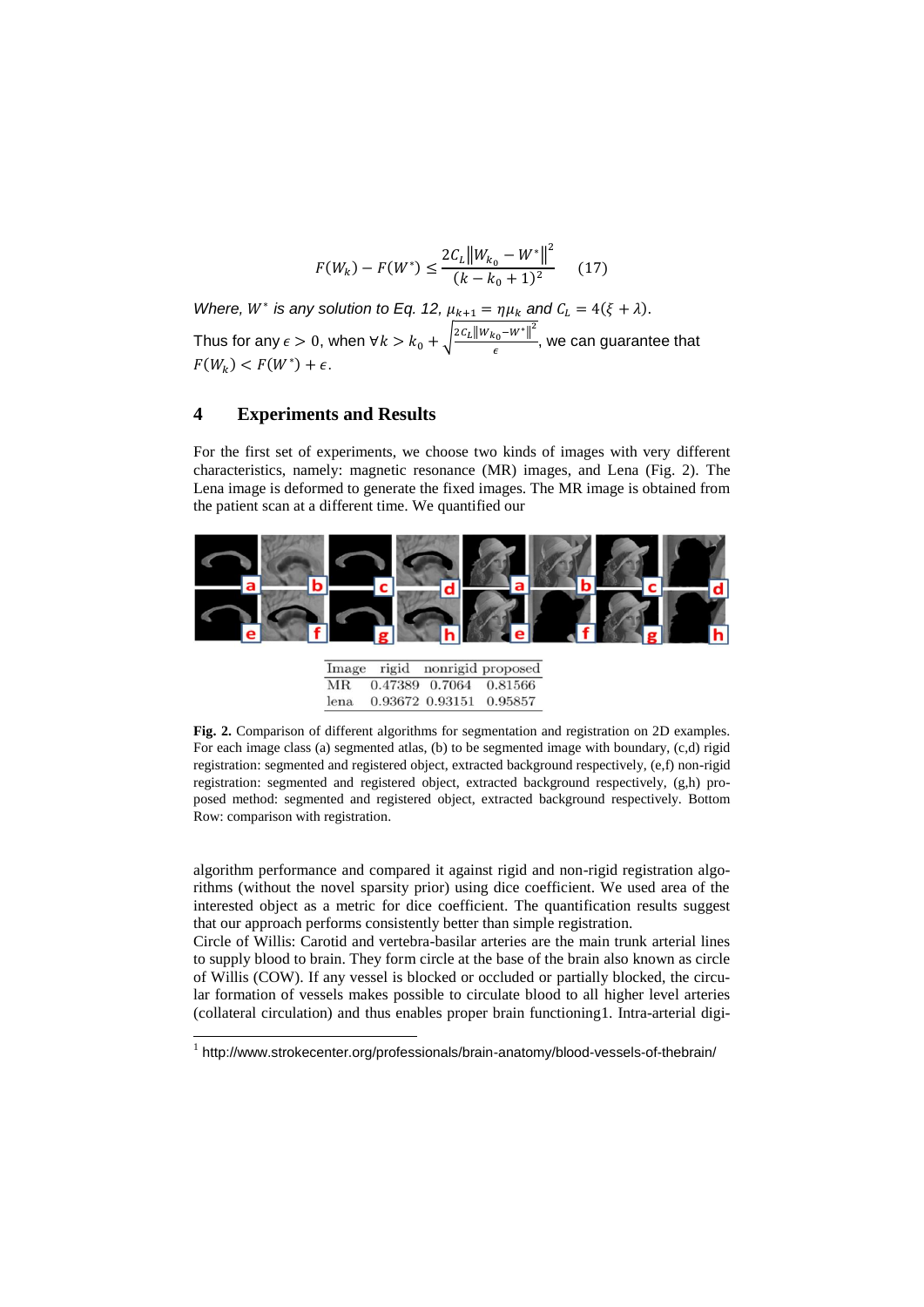$$F(W_k) - F(W^*) \leq \frac{2C_L \|W_{k_0} - W^*\|^2}{(k - k_0 + 1)^2} \quad (17)$$

*Where, $W^*$ is any solution to Eq. 12, $\mu_{k+1} = \eta\mu_k$ and $C_L = 4(\xi + \lambda)$.*

Thus for any $\epsilon > 0$, when $\forall k > k_0 + \sqrt{\frac{2C_L\|W_{k_0} - W^*\|^2}{\epsilon}}$, we can guarantee that $F(W_k) < F(W^*) + \epsilon$.

## 4 Experiments and Results

For the first set of experiments, we choose two kinds of images with very different characteristics, namely: magnetic resonance (MR) images, and Lena (Fig. 2). The Lena image is deformed to generate the fixed images. The MR image is obtained from the patient scan at a different time. We quantified our

| Image | rigid | nonrigid | proposed |
|---|---|---|---|
| MR | 0.47389 | 0.7064 | 0.81566 |
| lena | 0.93672 | 0.93151 | 0.95857 |

**Fig. 2.** Comparison of different algorithms for segmentation and registration on 2D examples. For each image class (a) segmented atlas, (b) to be segmented image with boundary, (c,d) rigid registration: segmented and registered object, extracted background respectively, (e,f) non-rigid registration: segmented and registered object, extracted background respectively, (g,h) proposed method: segmented and registered object, extracted background respectively. Bottom Row: comparison with registration.

algorithm performance and compared it against rigid and non-rigid registration algorithms (without the novel sparsity prior) using dice coefficient. We used area of the interested object as a metric for dice coefficient. The quantification results suggest that our approach performs consistently better than simple registration.

Circle of Willis: Carotid and vertebra-basilar arteries are the main trunk arterial lines to supply blood to brain. They form circle at the base of the brain also known as circle of Willis (COW). If any vessel is blocked or occluded or partially blocked, the circular formation of vessels makes possible to circulate blood to all higher level arteries (collateral circulation) and thus enables proper brain functioning[1]. Intra-arterial digi-

[1] http://www.strokecenter.org/professionals/brain-anatomy/blood-vessels-of-thebrain/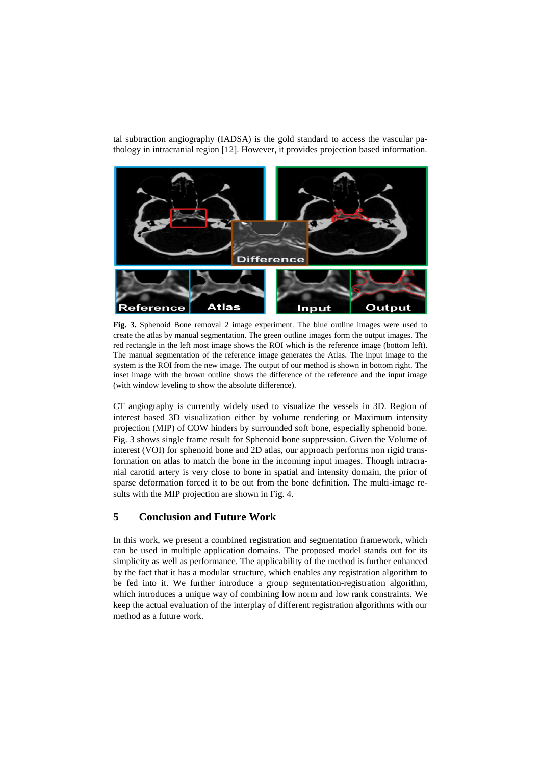tal subtraction angiography (IADSA) is the gold standard to access the vascular pathology in intracranial region [12]. However, it provides projection based information.

**Fig. 3.** Sphenoid Bone removal 2 image experiment. The blue outline images were used to create the atlas by manual segmentation. The green outline images form the output images. The red rectangle in the left most image shows the ROI which is the reference image (bottom left). The manual segmentation of the reference image generates the Atlas. The input image to the system is the ROI from the new image. The output of our method is shown in bottom right. The inset image with the brown outline shows the difference of the reference and the input image (with window leveling to show the absolute difference).

CT angiography is currently widely used to visualize the vessels in 3D. Region of interest based 3D visualization either by volume rendering or Maximum intensity projection (MIP) of COW hinders by surrounded soft bone, especially sphenoid bone. Fig. 3 shows single frame result for Sphenoid bone suppression. Given the Volume of interest (VOI) for sphenoid bone and 2D atlas, our approach performs non rigid transformation on atlas to match the bone in the incoming input images. Though intracranial carotid artery is very close to bone in spatial and intensity domain, the prior of sparse deformation forced it to be out from the bone definition. The multi-image results with the MIP projection are shown in Fig. 4.

## 5 Conclusion and Future Work

In this work, we present a combined registration and segmentation framework, which can be used in multiple application domains. The proposed model stands out for its simplicity as well as performance. The applicability of the method is further enhanced by the fact that it has a modular structure, which enables any registration algorithm to be fed into it. We further introduce a group segmentation-registration algorithm, which introduces a unique way of combining low norm and low rank constraints. We keep the actual evaluation of the interplay of different registration algorithms with our method as a future work.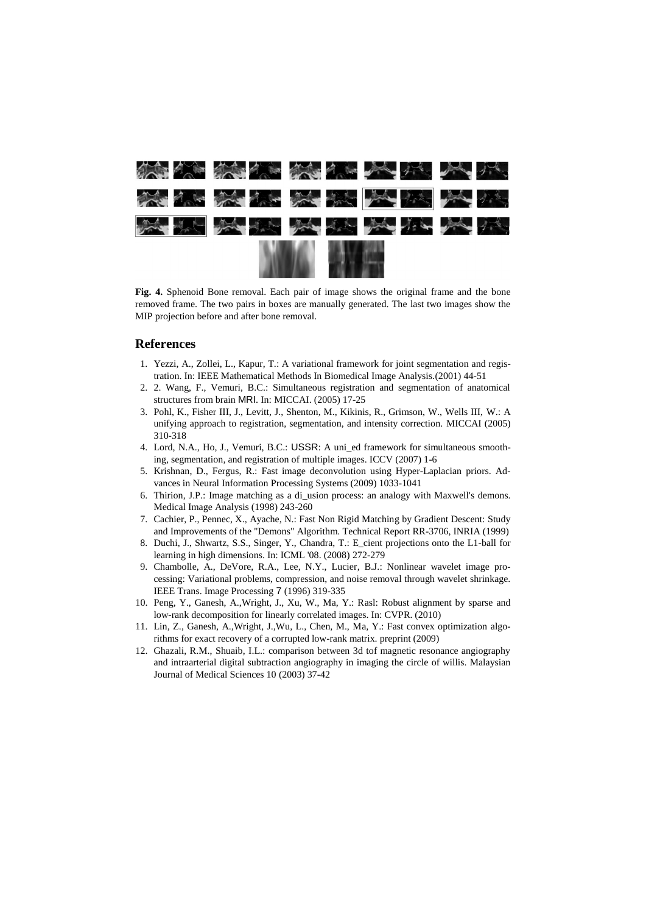**Fig. 4.** Sphenoid Bone removal. Each pair of image shows the original frame and the bone removed frame. The two pairs in boxes are manually generated. The last two images show the MIP projection before and after bone removal.

## References

1. Yezzi, A., Zollei, L., Kapur, T.: A variational framework for joint segmentation and registration. In: IEEE Mathematical Methods In Biomedical Image Analysis.(2001) 44-51
2. 2. Wang, F., Vemuri, B.C.: Simultaneous registration and segmentation of anatomical structures from brain MRI. In: MICCAI. (2005) 17-25
3. Pohl, K., Fisher III, J., Levitt, J., Shenton, M., Kikinis, R., Grimson, W., Wells III, W.: A unifying approach to registration, segmentation, and intensity correction. MICCAI (2005) 310-318
4. Lord, N.A., Ho, J., Vemuri, B.C.: USSR: A uni_ed framework for simultaneous smoothing, segmentation, and registration of multiple images. ICCV (2007) 1-6
5. Krishnan, D., Fergus, R.: Fast image deconvolution using Hyper-Laplacian priors. Advances in Neural Information Processing Systems (2009) 1033-1041
6. Thirion, J.P.: Image matching as a di_usion process: an analogy with Maxwell's demons. Medical Image Analysis (1998) 243-260
7. Cachier, P., Pennec, X., Ayache, N.: Fast Non Rigid Matching by Gradient Descent: Study and Improvements of the "Demons" Algorithm. Technical Report RR-3706, INRIA (1999)
8. Duchi, J., Shwartz, S.S., Singer, Y., Chandra, T.: E_cient projections onto the L1-ball for learning in high dimensions. In: ICML '08. (2008) 272-279
9. Chambolle, A., DeVore, R.A., Lee, N.Y., Lucier, B.J.: Nonlinear wavelet image processing: Variational problems, compression, and noise removal through wavelet shrinkage. IEEE Trans. Image Processing 7 (1996) 319-335
10. Peng, Y., Ganesh, A.,Wright, J., Xu, W., Ma, Y.: Rasl: Robust alignment by sparse and low-rank decomposition for linearly correlated images. In: CVPR. (2010)
11. Lin, Z., Ganesh, A.,Wright, J.,Wu, L., Chen, M., Ma, Y.: Fast convex optimization algorithms for exact recovery of a corrupted low-rank matrix. preprint (2009)
12. Ghazali, R.M., Shuaib, I.L.: comparison between 3d tof magnetic resonance angiography and intraarterial digital subtraction angiography in imaging the circle of willis. Malaysian Journal of Medical Sciences 10 (2003) 37-42